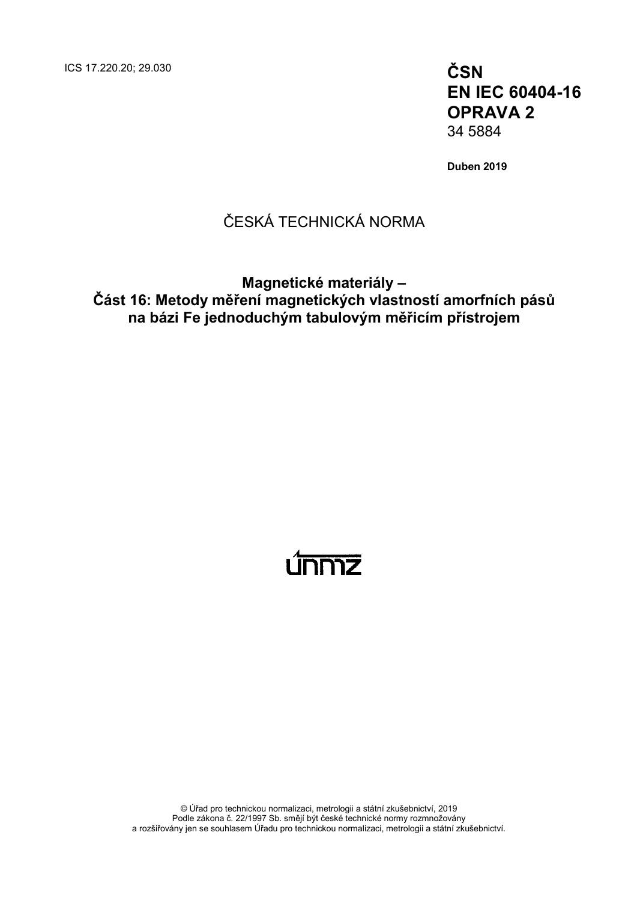ICS 17.220.20; 29.030

**ČSN**
**EN IEC 60404-16**
**OPRAVA 2**
34 5884

**Duben 2019**

ČESKÁ TECHNICKÁ NORMA

# Magnetické materiály – Část 16: Metody měření magnetických vlastností amorfních pásů na bázi Fe jednoduchým tabulovým měřicím přístrojem

únmz

© Úřad pro technickou normalizaci, metrologii a státní zkušebnictví, 2019
Podle zákona č. 22/1997 Sb. smějí být české technické normy rozmnožovány
a rozšiřovány jen se souhlasem Úřadu pro technickou normalizaci, metrologii a státní zkušebnictví.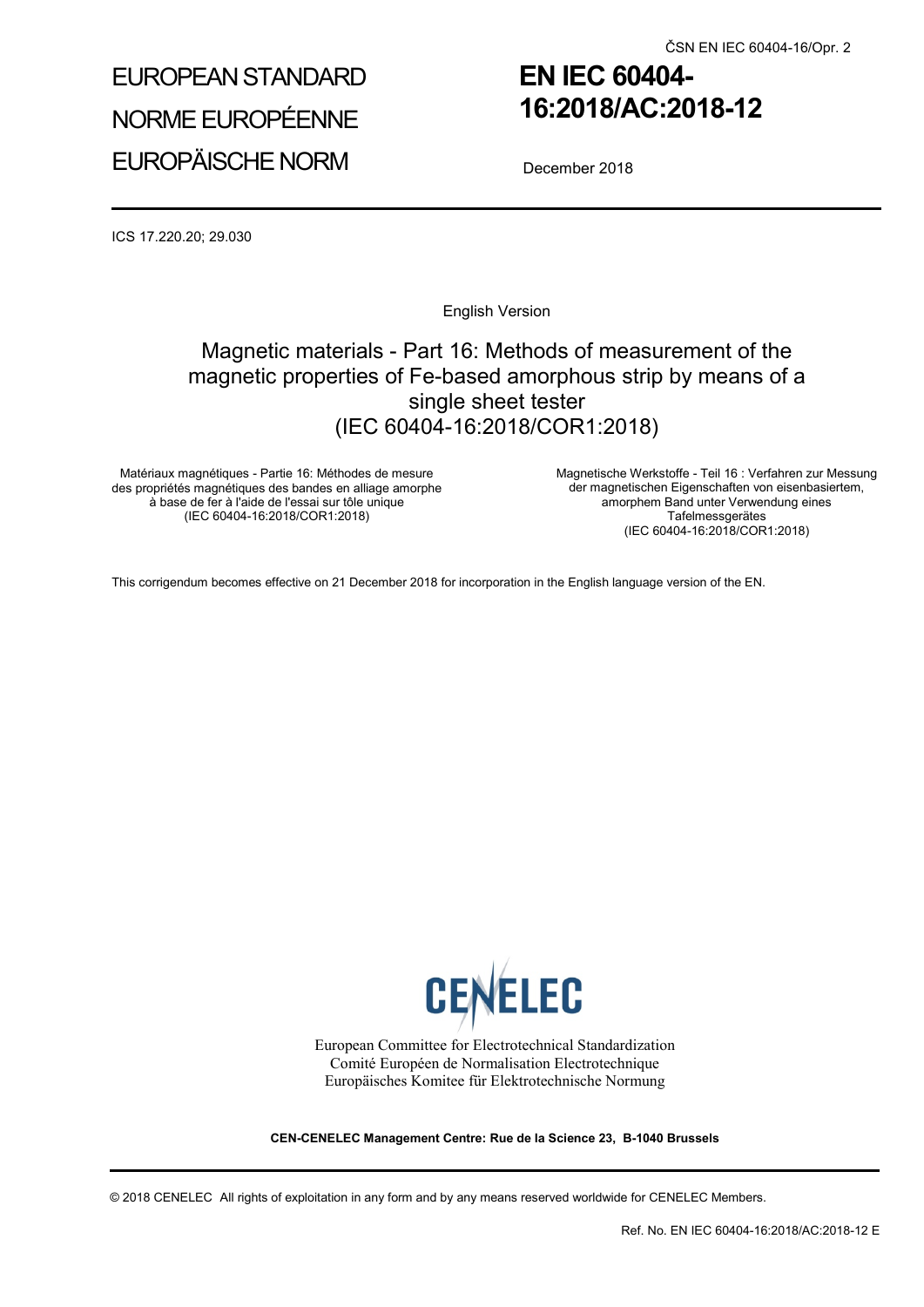EUROPEAN STANDARD

NORME EUROPÉENNE

EUROPÄISCHE NORM

# EN IEC 60404-16:2018/AC:2018-12

December 2018

ICS 17.220.20; 29.030

English Version

## Magnetic materials - Part 16: Methods of measurement of the magnetic properties of Fe-based amorphous strip by means of a single sheet tester (IEC 60404-16:2018/COR1:2018)

Matériaux magnétiques - Partie 16: Méthodes de mesure des propriétés magnétiques des bandes en alliage amorphe à base de fer à l'aide de l'essai sur tôle unique (IEC 60404-16:2018/COR1:2018)

Magnetische Werkstoffe - Teil 16 : Verfahren zur Messung der magnetischen Eigenschaften von eisenbasiertem, amorphem Band unter Verwendung eines Tafelmessgerätes (IEC 60404-16:2018/COR1:2018)

This corrigendum becomes effective on 21 December 2018 for incorporation in the English language version of the EN.

CENELEC

European Committee for Electrotechnical Standardization
Comité Européen de Normalisation Electrotechnique
Europäisches Komitee für Elektrotechnische Normung

**CEN-CENELEC Management Centre: Rue de la Science 23, B-1040 Brussels**

© 2018 CENELEC All rights of exploitation in any form and by any means reserved worldwide for CENELEC Members.

Ref. No. EN IEC 60404-16:2018/AC:2018-12 E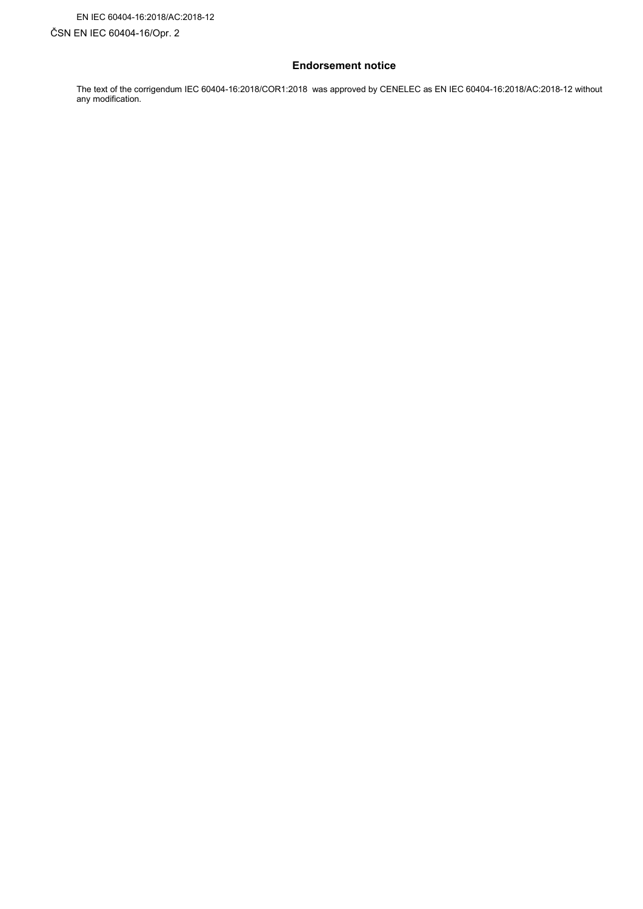EN IEC 60404-16:2018/AC:2018-12

ČSN EN IEC 60404-16/Opr. 2

## Endorsement notice

The text of the corrigendum IEC 60404-16:2018/COR1:2018 was approved by CENELEC as EN IEC 60404-16:2018/AC:2018-12 without any modification.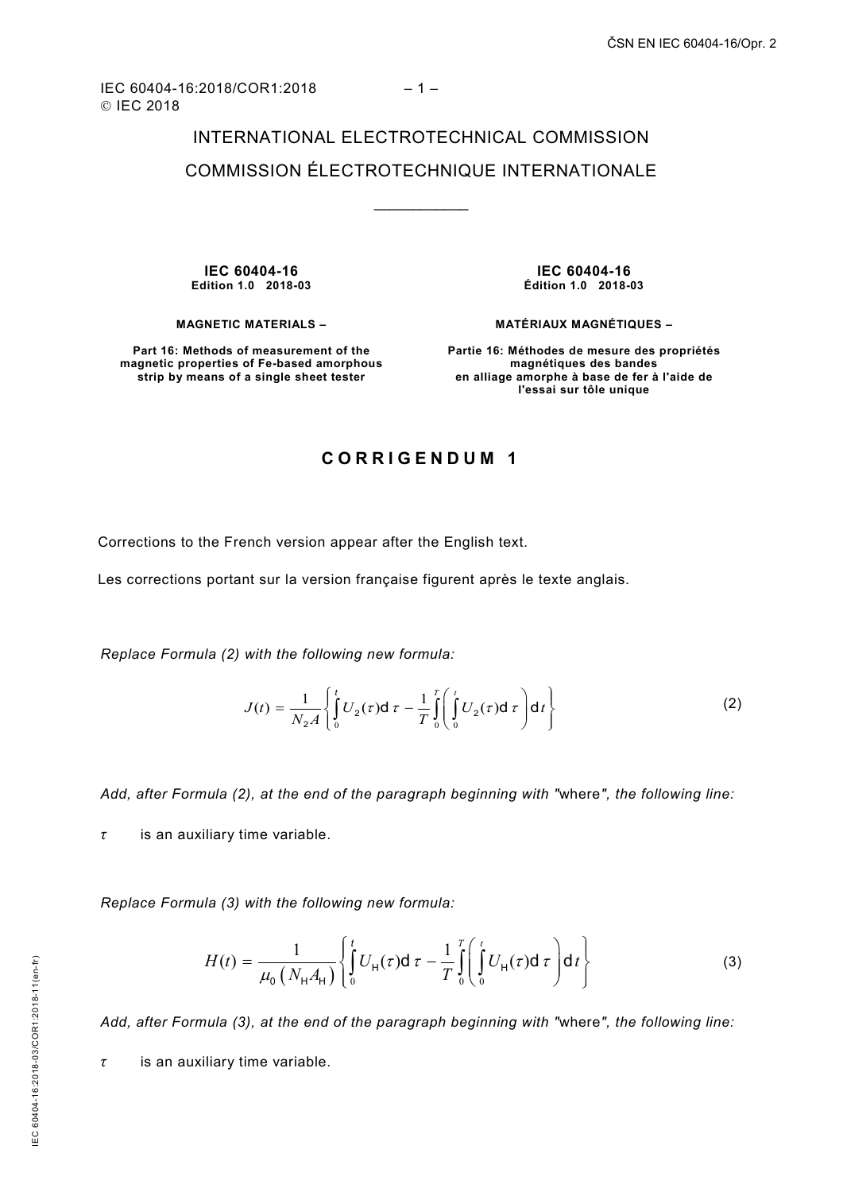IEC 60404-16:2018/COR1:2018
© IEC 2018

INTERNATIONAL ELECTROTECHNICAL COMMISSION

COMMISSION ÉLECTROTECHNIQUE INTERNATIONALE

\_\_\_\_\_\_\_\_\_\_\_\_

**IEC 60404-16**
**Edition 1.0 2018-03**

**MAGNETIC MATERIALS –**

**Part 16: Methods of measurement of the magnetic properties of Fe-based amorphous strip by means of a single sheet tester**

**IEC 60404-16**
**Édition 1.0 2018-03**

**MATÉRIAUX MAGNÉTIQUES –**

**Partie 16: Méthodes de mesure des propriétés magnétiques des bandes en alliage amorphe à base de fer à l'aide de l'essai sur tôle unique**

## CORRIGENDUM 1

Corrections to the French version appear after the English text.

Les corrections portant sur la version française figurent après le texte anglais.

*Replace Formula (2) with the following new formula:*

$$J(t) = \frac{1}{N_2 A}\left\{\int_0^t U_2(\tau)\mathrm{d}\,\tau - \frac{1}{T}\int_0^T\left(\int_0^t U_2(\tau)\mathrm{d}\,\tau\right)\mathrm{d}\,t\right\} \tag{2}$$

*Add, after Formula (2), at the end of the paragraph beginning with "*where*", the following line:*

$\tau$ is an auxiliary time variable.

*Replace Formula (3) with the following new formula:*

$$H(t) = \frac{1}{\mu_0\left(N_{\mathrm{H}} A_{\mathrm{H}}\right)}\left\{\int_0^t U_{\mathrm{H}}(\tau)\mathrm{d}\,\tau - \frac{1}{T}\int_0^T\left(\int_0^t U_{\mathrm{H}}(\tau)\mathrm{d}\,\tau\right)\mathrm{d}\,t\right\} \tag{3}$$

*Add, after Formula (3), at the end of the paragraph beginning with "*where*", the following line:*

$\tau$ is an auxiliary time variable.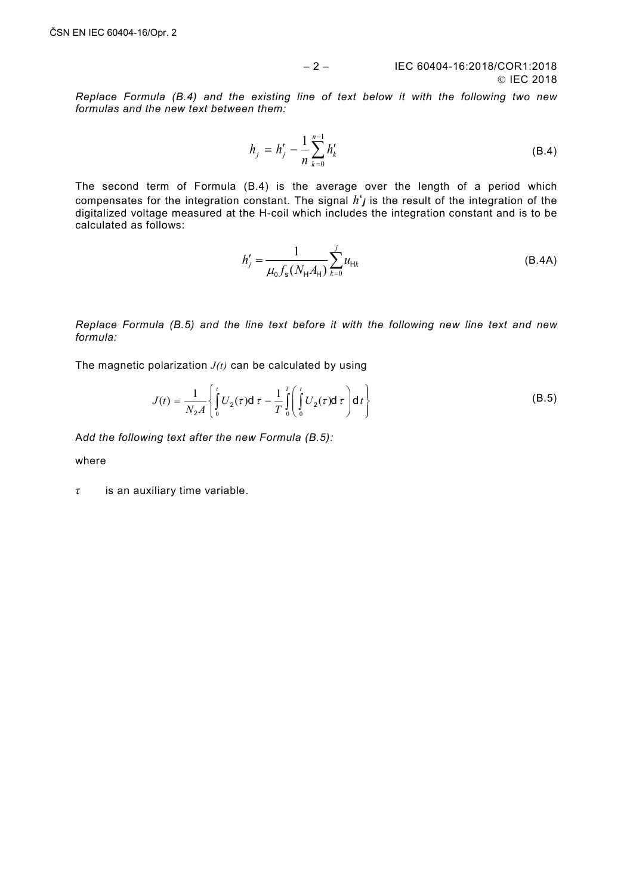*Replace Formula (B.4) and the existing line of text below it with the following two new formulas and the new text between them:*

$$h_j = h'_j - \frac{1}{n}\sum_{k=0}^{n-1} h'_k \tag{B.4}$$

The second term of Formula (B.4) is the average over the length of a period which compensates for the integration constant. The signal $h'_j$ is the result of the integration of the digitalized voltage measured at the H-coil which includes the integration constant and is to be calculated as follows:

$$h'_j = \frac{1}{\mu_0 f_s (N_H A_H)} \sum_{k=0}^{j} u_{Hk} \tag{B.4A}$$

*Replace Formula (B.5) and the line text before it with the following new line text and new formula:*

The magnetic polarization $J(t)$ can be calculated by using

$$J(t) = \frac{1}{N_2 A}\left\{ \int_0^t U_2(\tau) \mathrm{d}\,\tau - \frac{1}{T}\int_0^T \left( \int_0^t U_2(\tau) \mathrm{d}\,\tau \right) \mathrm{d}\,t \right\} \tag{B.5}$$

*Add the following text after the new Formula (B.5):*

where

$\tau$ is an auxiliary time variable.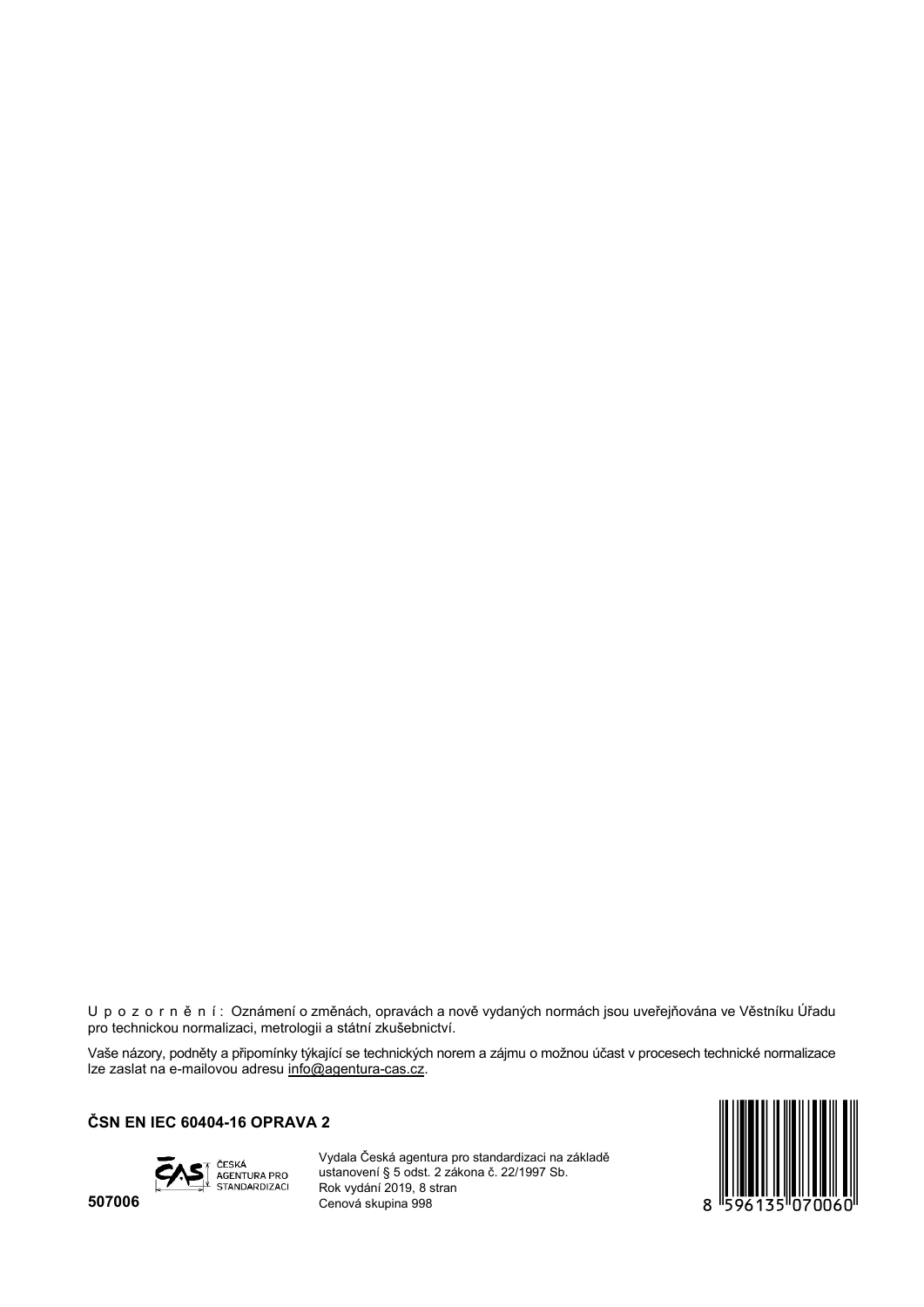U p o z o r n ě n í : Oznámení o změnách, opravách a nově vydaných normách jsou uveřejňována ve Věstníku Úřadu pro technickou normalizaci, metrologii a státní zkušebnictví.

Vaše názory, podněty a připomínky týkající se technických norem a zájmu o možnou účast v procesech technické normalizace lze zaslat na e-mailovou adresu info@agentura-cas.cz.

**ČSN EN IEC 60404-16 OPRAVA 2**

ČESKÁ AGENTURA PRO STANDARDIZACI

**507006**

Vydala Česká agentura pro standardizaci na základě ustanovení § 5 odst. 2 zákona č. 22/1997 Sb.
Rok vydání 2019, 8 stran
Cenová skupina 998

8 596135 070060